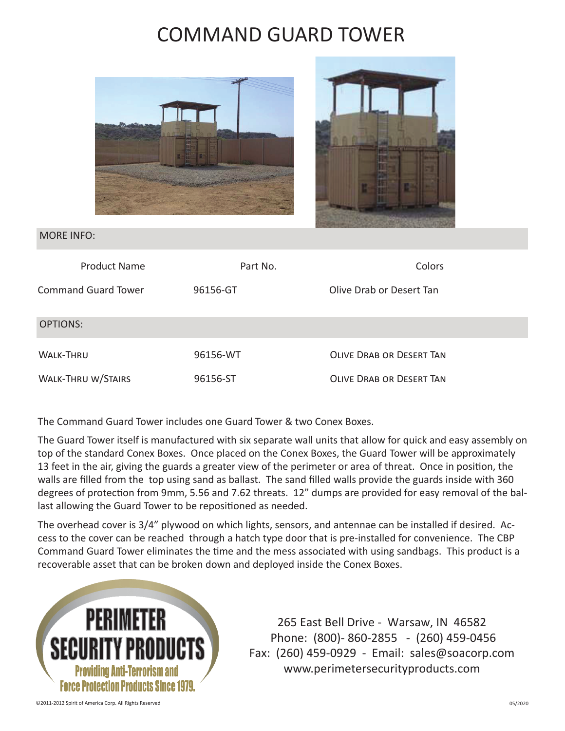# COMMAND GUARD TOWER

MORE INFO:

| Product Name | Part No. | Colors |
| --- | --- | --- |
| Command Guard Tower | 96156-GT | Olive Drab or Desert Tan |

OPTIONS:

| | | |
| --- | --- | --- |
| Walk-Thru | 96156-WT | Olive Drab or Desert Tan |
| Walk-Thru w/Stairs | 96156-ST | Olive Drab or Desert Tan |

The Command Guard Tower includes one Guard Tower & two Conex Boxes.

The Guard Tower itself is manufactured with six separate wall units that allow for quick and easy assembly on top of the standard Conex Boxes. Once placed on the Conex Boxes, the Guard Tower will be approximately 13 feet in the air, giving the guards a greater view of the perimeter or area of threat. Once in position, the walls are filled from the top using sand as ballast. The sand filled walls provide the guards inside with 360 degrees of protection from 9mm, 5.56 and 7.62 threats. 12" dumps are provided for easy removal of the ballast allowing the Guard Tower to be repositioned as needed.

The overhead cover is 3/4" plywood on which lights, sensors, and antennae can be installed if desired. Access to the cover can be reached through a hatch type door that is pre-installed for convenience. The CBP Command Guard Tower eliminates the time and the mess associated with using sandbags. This product is a recoverable asset that can be broken down and deployed inside the Conex Boxes.

**PERIMETER SECURITY PRODUCTS**
Providing Anti-Terrorism and Force Protection Products Since 1979.

265 East Bell Drive - Warsaw, IN 46582
Phone: (800)- 860-2855 - (260) 459-0456
Fax: (260) 459-0929 - Email: sales@soacorp.com
www.perimetersecurityproducts.com

©2011-2012 Spirit of America Corp. All Rights Reserved

05/2020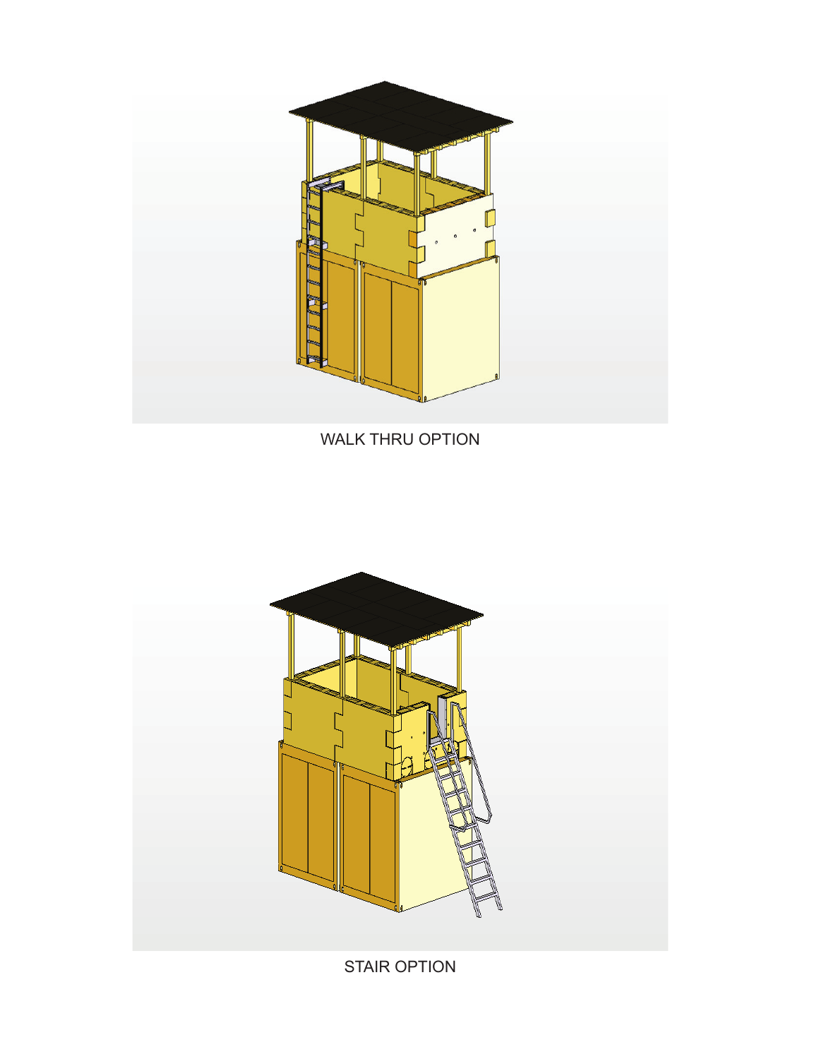WALK THRU OPTION

STAIR OPTION